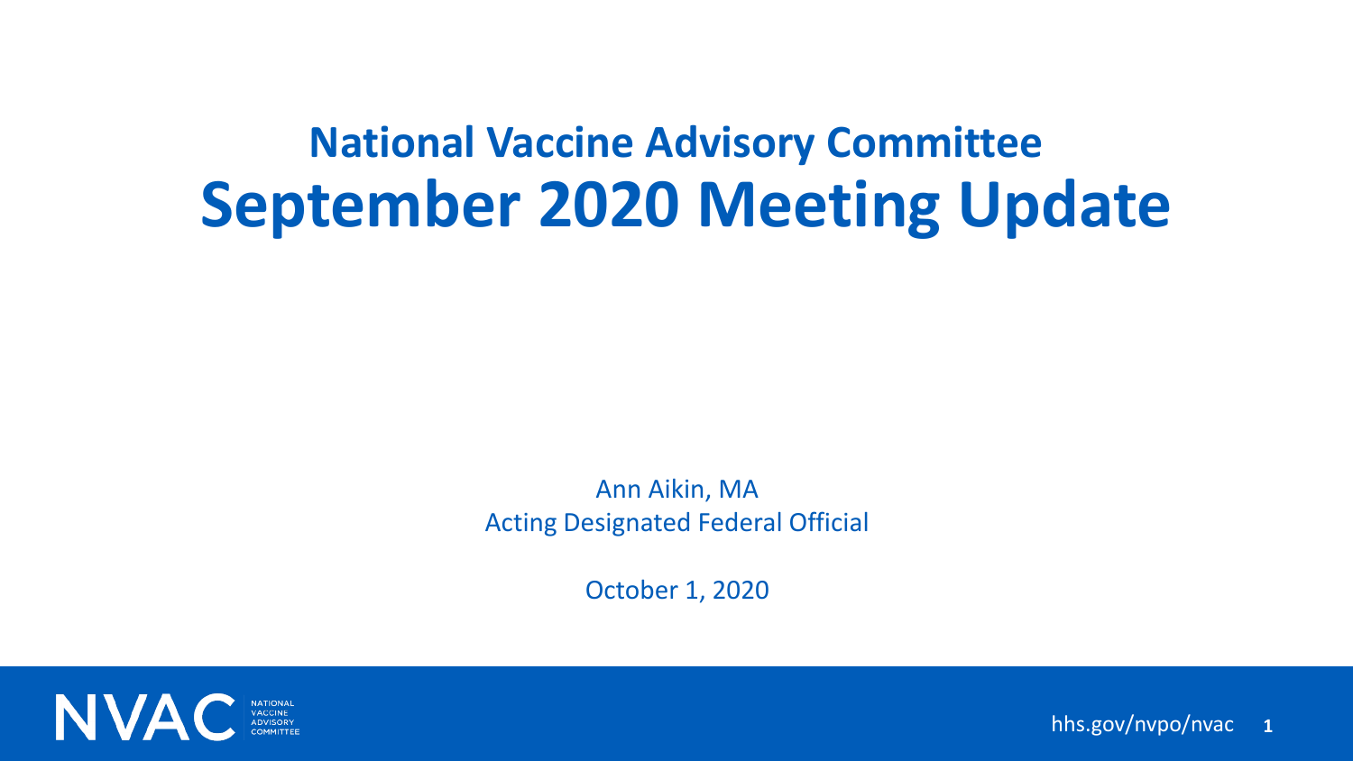# National Vaccine Advisory Committee

# September 2020 Meeting Update

Ann Aikin, MA
Acting Designated Federal Official

October 1, 2020

NVAC NATIONAL VACCINE ADVISORY COMMITTEE

hhs.gov/nvpo/nvac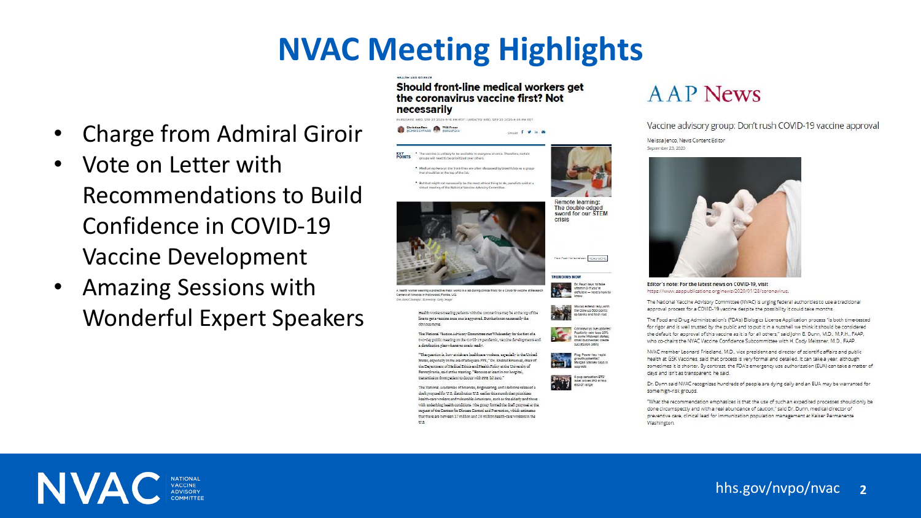# NVAC Meeting Highlights

- Charge from Admiral Giroir
- Vote on Letter with Recommendations to Build Confidence in COVID-19 Vaccine Development
- Amazing Sessions with Wonderful Expert Speakers

HEALTH AND SCIENCE

## Should front-line medical workers get the coronavirus vaccine first? Not necessarily

PUBLISHED WED, SEP 23 2020 5:18 PM EDT | UPDATED WED, SEP 23 2020 6:35 PM EDT

Christina Farr @CHRISSYFARR · Will Feuer @WILLFOIA

KEY POINTS

- The vaccine is unlikely to be available to everyone at once. Therefore, certain groups will need to be prioritized over others.
- Medical workers on the front lines are often discussed by bioethicists as a group that should be at the top of the list.
- But that might not necessarily be the most ethical thing to do, panelists said at a virtual meeting of the National Vaccine Advisory Committee.

A health worker wearing a protective mask works in a lab during clinical trials for a Covid-19 vaccine at Research Centers of America in Hollywood, Florida, U.S.

Health workers treating patients with the coronavirus may be at the top of the line to get a vaccine once one is approved. But that's not necessarily the obvious move.

The National Vaccine Advisory Committee met Wednesday for the first of a two-day public meeting on the covid-19 pandemic, vaccine developments and a distribution plan whenever one is ready.

"The question is, how at-risk are healthcare workers, especially in the United States, especially in the era of adequate PPE," Dr. Ezekiel Emanuel, chair of the Department of Medical Ethics and Health Policy at the University of Pennsylvania, said at the meeting. "Because at least in our hospital, transmission from patient to doctor with PPE [is] zero."

The National Academies of Sciences, Engineering, and Medicine released a draft proposal for U.S. distribution U.S. earlier this month that prioritizes health-care workers and vulnerable Americans, such as the elderly and those with underlying health conditions. The group formed the draft proposal at the request of the Centers for Disease Control and Prevention, which estimates that there are between 17 million and 20 million health-care workers in the U.S.

## AAP News

Vaccine advisory group: Don't rush COVID-19 vaccine approval

Melissa Jenco, News Content Editor
September 23, 2020

Editor's note: For the latest news on COVID-19, visit https://www.aappublications.org/news/2020/01/28/coronavirus.

The National Vaccine Advisory Committee (NVAC) is urging federal authorities to use a traditional approval process for a COVID-19 vaccine despite the possibility it could take months.

The Food and Drug Administration's (FDA's) Biologics License Application process "is both time-tested for rigor and is well trusted by the public and to put it in a nutshell we think it should be considered the default for approval of this vaccine as it is for all others," said John B. Dunn, M.D., M.P.H., FAAP, who co-chairs the NVAC Vaccine Confidence Subcommittee with H. Cody Meissner, M.D., FAAP.

NVAC member Leonard Friedland, M.D., vice president and director of scientific affairs and public health at GSK Vaccines, said that process is very formal and detailed. It can take a year, although sometimes it is shorter. By contrast, the FDA's emergency use authorization (EUA) can take a matter of days and isn't as transparent, he said.

Dr. Dunn said NVAC recognizes hundreds of people are dying daily and an EUA may be warranted for some high-risk groups.

"What the recommendation emphasizes is that the use of such an expedited processes should only be done circumspectly and with a real abundance of caution," said Dr. Dunn, medical director of preventive care, clinical lead for immunization population management at Kaiser Permanente Washington.

NVAC NATIONAL VACCINE ADVISORY COMMITTEE

hhs.gov/nvpo/nvac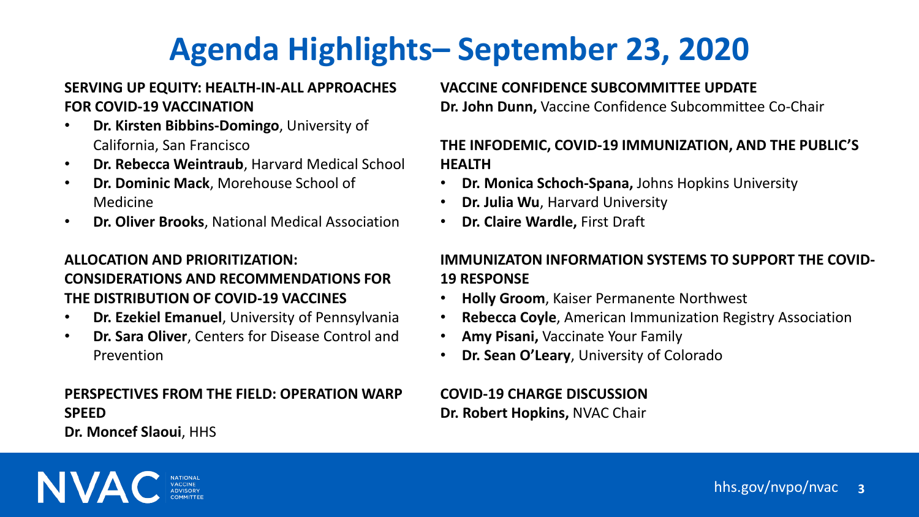# Agenda Highlights– September 23, 2020

**SERVING UP EQUITY: HEALTH-IN-ALL APPROACHES FOR COVID-19 VACCINATION**

- **Dr. Kirsten Bibbins-Domingo**, University of California, San Francisco
- **Dr. Rebecca Weintraub**, Harvard Medical School
- **Dr. Dominic Mack**, Morehouse School of Medicine
- **Dr. Oliver Brooks**, National Medical Association

**ALLOCATION AND PRIORITIZATION: CONSIDERATIONS AND RECOMMENDATIONS FOR THE DISTRIBUTION OF COVID-19 VACCINES**

- **Dr. Ezekiel Emanuel**, University of Pennsylvania
- **Dr. Sara Oliver**, Centers for Disease Control and Prevention

**PERSPECTIVES FROM THE FIELD: OPERATION WARP SPEED**

**Dr. Moncef Slaoui**, HHS

**VACCINE CONFIDENCE SUBCOMMITTEE UPDATE**

**Dr. John Dunn,** Vaccine Confidence Subcommittee Co-Chair

**THE INFODEMIC, COVID-19 IMMUNIZATION, AND THE PUBLIC'S HEALTH**

- **Dr. Monica Schoch-Spana,** Johns Hopkins University
- **Dr. Julia Wu**, Harvard University
- **Dr. Claire Wardle,** First Draft

**IMMUNIZATON INFORMATION SYSTEMS TO SUPPORT THE COVID-19 RESPONSE**

- **Holly Groom**, Kaiser Permanente Northwest
- **Rebecca Coyle**, American Immunization Registry Association
- **Amy Pisani,** Vaccinate Your Family
- **Dr. Sean O'Leary**, University of Colorado

**COVID-19 CHARGE DISCUSSION**

**Dr. Robert Hopkins,** NVAC Chair

NVAC NATIONAL VACCINE ADVISORY COMMITTEE

hhs.gov/nvpo/nvac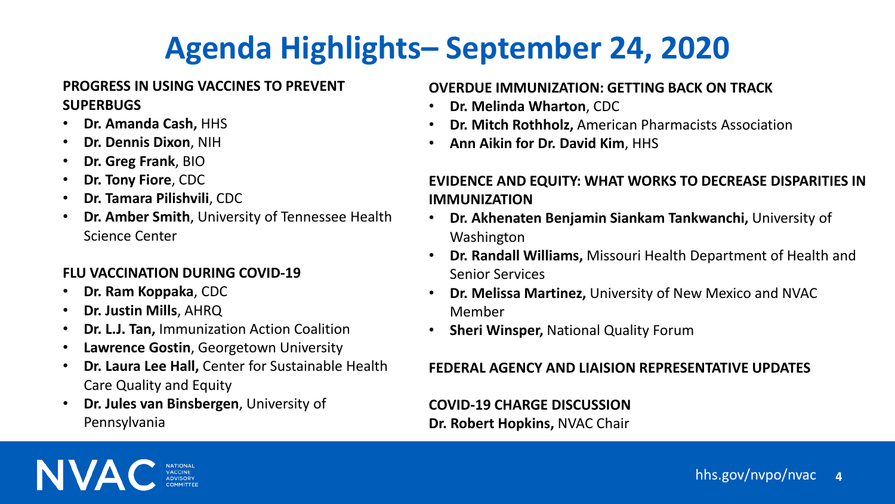# Agenda Highlights– September 24, 2020

**PROGRESS IN USING VACCINES TO PREVENT SUPERBUGS**

- **Dr. Amanda Cash,** HHS
- **Dr. Dennis Dixon**, NIH
- **Dr. Greg Frank**, BIO
- **Dr. Tony Fiore**, CDC
- **Dr. Tamara Pilishvili**, CDC
- **Dr. Amber Smith**, University of Tennessee Health Science Center

**FLU VACCINATION DURING COVID-19**

- **Dr. Ram Koppaka**, CDC
- **Dr. Justin Mills**, AHRQ
- **Dr. L.J. Tan,** Immunization Action Coalition
- **Lawrence Gostin**, Georgetown University
- **Dr. Laura Lee Hall,** Center for Sustainable Health Care Quality and Equity
- **Dr. Jules van Binsbergen**, University of Pennsylvania

**OVERDUE IMMUNIZATION: GETTING BACK ON TRACK**

- **Dr. Melinda Wharton**, CDC
- **Dr. Mitch Rothholz,** American Pharmacists Association
- **Ann Aikin for Dr. David Kim**, HHS

**EVIDENCE AND EQUITY: WHAT WORKS TO DECREASE DISPARITIES IN IMMUNIZATION**

- **Dr. Akhenaten Benjamin Siankam Tankwanchi,** University of Washington
- **Dr. Randall Williams,** Missouri Health Department of Health and Senior Services
- **Dr. Melissa Martinez,** University of New Mexico and NVAC Member
- **Sheri Winsper,** National Quality Forum

**FEDERAL AGENCY AND LIAISION REPRESENTATIVE UPDATES**

**COVID-19 CHARGE DISCUSSION**
**Dr. Robert Hopkins,** NVAC Chair

NVAC NATIONAL VACCINE ADVISORY COMMITTEE

hhs.gov/nvpo/nvac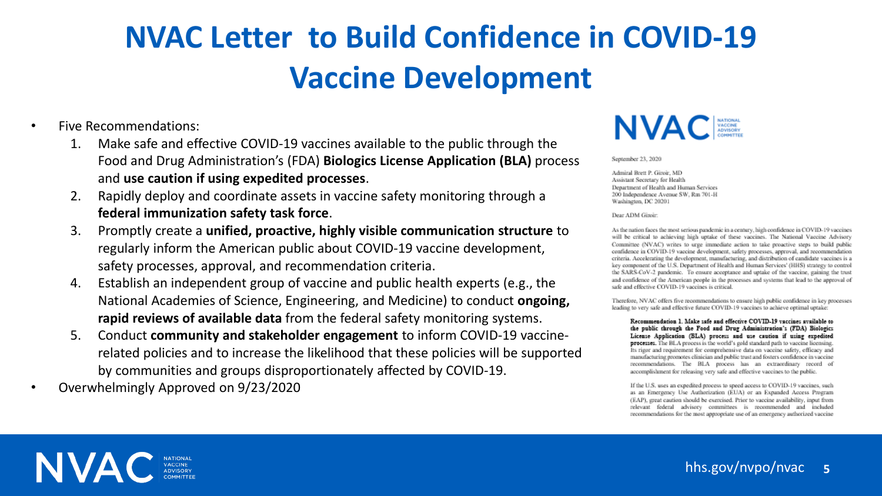# NVAC Letter to Build Confidence in COVID-19 Vaccine Development

- Five Recommendations:
  1. Make safe and effective COVID-19 vaccines available to the public through the Food and Drug Administration's (FDA) **Biologics License Application (BLA)** process and **use caution if using expedited processes**.
  2. Rapidly deploy and coordinate assets in vaccine safety monitoring through a **federal immunization safety task force**.
  3. Promptly create a **unified, proactive, highly visible communication structure** to regularly inform the American public about COVID-19 vaccine development, safety processes, approval, and recommendation criteria.
  4. Establish an independent group of vaccine and public health experts (e.g., the National Academies of Science, Engineering, and Medicine) to conduct **ongoing, rapid reviews of available data** from the federal safety monitoring systems.
  5. Conduct **community and stakeholder engagement** to inform COVID-19 vaccine-related policies and to increase the likelihood that these policies will be supported by communities and groups disproportionately affected by COVID-19.
- Overwhelmingly Approved on 9/23/2020

NVAC NATIONAL VACCINE ADVISORY COMMITTEE

September 23, 2020

Admiral Brett P. Giroir, MD
Assistant Secretary for Health
Department of Health and Human Services
200 Independence Avenue SW, Rm 701-H
Washington, DC 20201

Dear ADM Giroir:

As the nation faces the most serious pandemic in a century, high confidence in COVID-19 vaccines will be critical to achieving high uptake of these vaccines. The National Vaccine Advisory Committee (NVAC) writes to urge immediate action to take proactive steps to build public confidence in COVID-19 vaccine development, safety processes, approval, and recommendation criteria. Accelerating the development, manufacturing, and distribution of candidate vaccines is a key component of the U.S. Department of Health and Human Services' (HHS) strategy to control the SARS-CoV-2 pandemic. To ensure acceptance and uptake of the vaccine, gaining the trust and confidence of the American people in the processes and systems that lead to the approval of safe and effective COVID-19 vaccines is critical.

Therefore, NVAC offers five recommendations to ensure high public confidence in key processes leading to very safe and effective future COVID-19 vaccines to achieve optimal uptake:

**Recommendation 1. Make safe and effective COVID-19 vaccines available to the public through the Food and Drug Administration's (FDA) Biologics License Application (BLA) process and use caution if using expedited processes.** The BLA process is the world's gold standard path to vaccine licensing. Its rigor and requirement for comprehensive data on vaccine safety, efficacy and manufacturing promotes clinician and public trust and fosters confidence in vaccine recommendations. The BLA process has an extraordinary record of accomplishment for releasing very safe and effective vaccines to the public.

If the U.S. uses an expedited process to speed access to COVID-19 vaccines, such as an Emergency Use Authorization (EUA) or an Expanded Access Program (EAP), great caution should be exercised. Prior to vaccine availability, input from relevant federal advisory committees is recommended and included recommendations for the most appropriate use of an emergency authorized vaccine

NVAC NATIONAL VACCINE ADVISORY COMMITTEE

hhs.gov/nvpo/nvac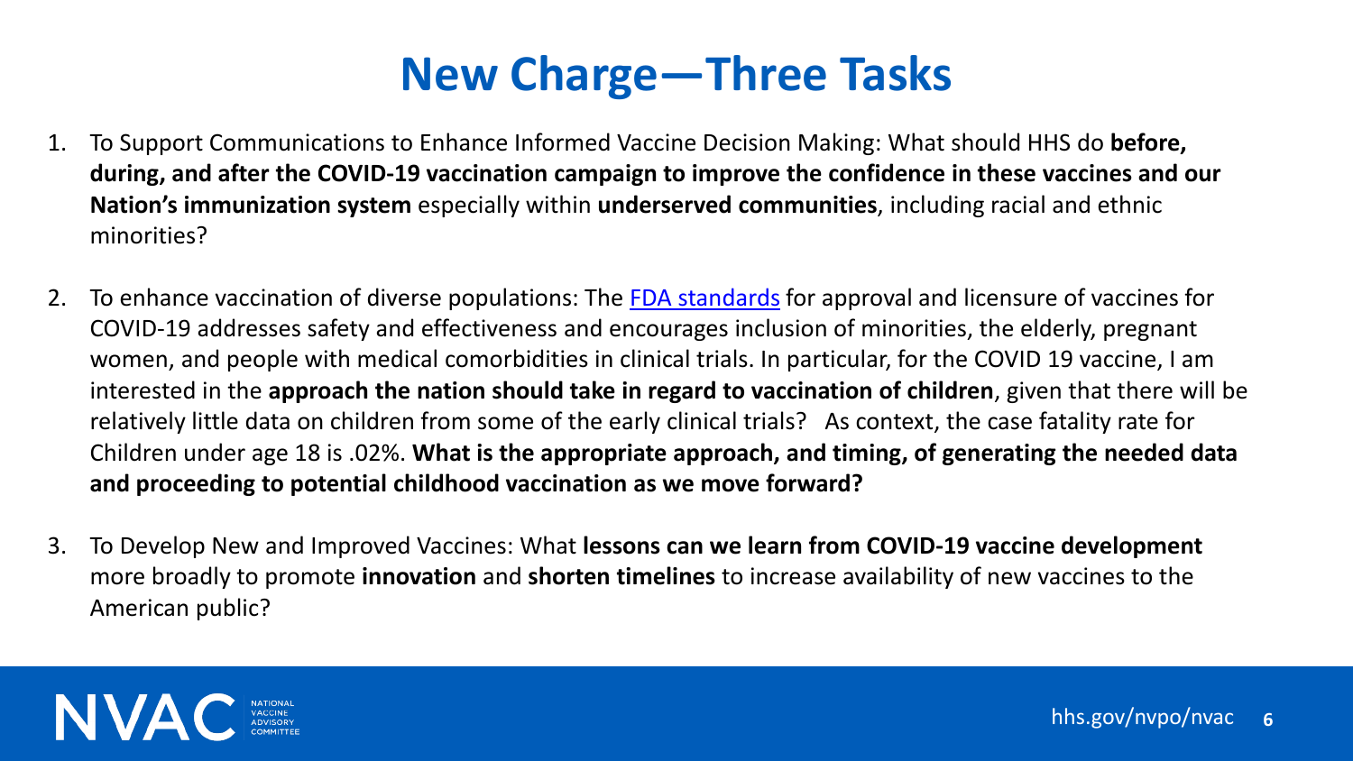# New Charge—Three Tasks

1. To Support Communications to Enhance Informed Vaccine Decision Making: What should HHS do **before, during, and after the COVID-19 vaccination campaign to improve the confidence in these vaccines and our Nation's immunization system** especially within **underserved communities**, including racial and ethnic minorities?

2. To enhance vaccination of diverse populations: The FDA standards for approval and licensure of vaccines for COVID-19 addresses safety and effectiveness and encourages inclusion of minorities, the elderly, pregnant women, and people with medical comorbidities in clinical trials. In particular, for the COVID 19 vaccine, I am interested in the **approach the nation should take in regard to vaccination of children**, given that there will be relatively little data on children from some of the early clinical trials? As context, the case fatality rate for Children under age 18 is .02%. **What is the appropriate approach, and timing, of generating the needed data and proceeding to potential childhood vaccination as we move forward?**

3. To Develop New and Improved Vaccines: What **lessons can we learn from COVID-19 vaccine development** more broadly to promote **innovation** and **shorten timelines** to increase availability of new vaccines to the American public?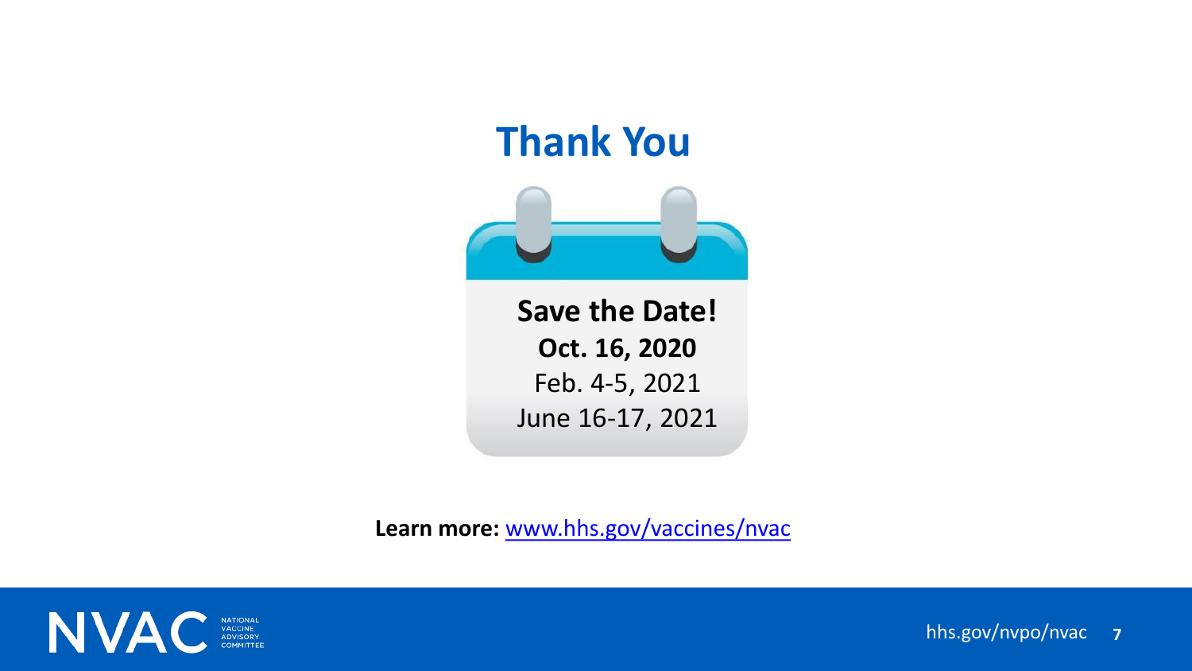# Thank You

**Save the Date!**

**Oct. 16, 2020**

Feb. 4-5, 2021

June 16-17, 2021

**Learn more:** [www.hhs.gov/vaccines/nvac](www.hhs.gov/vaccines/nvac)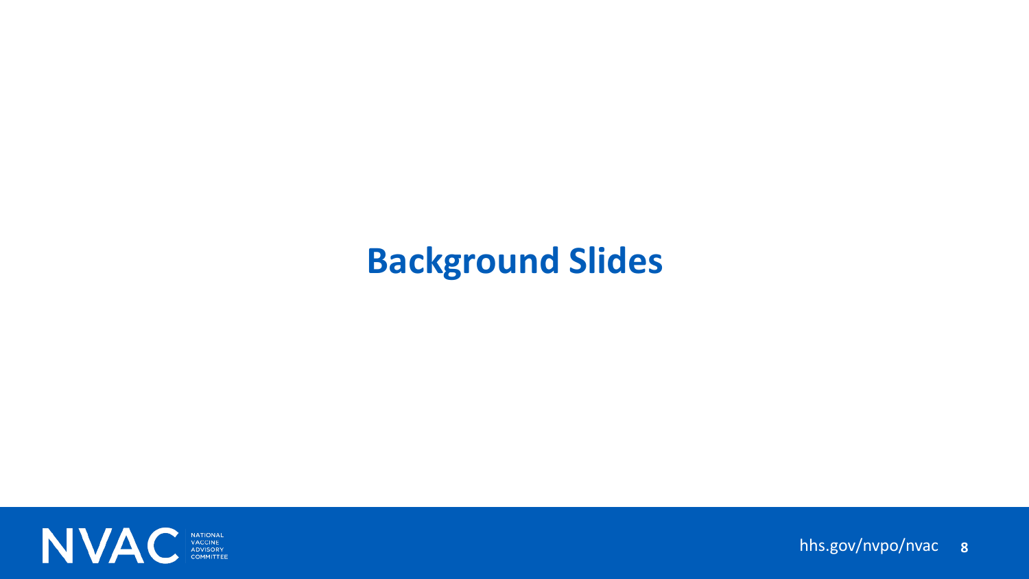# Background Slides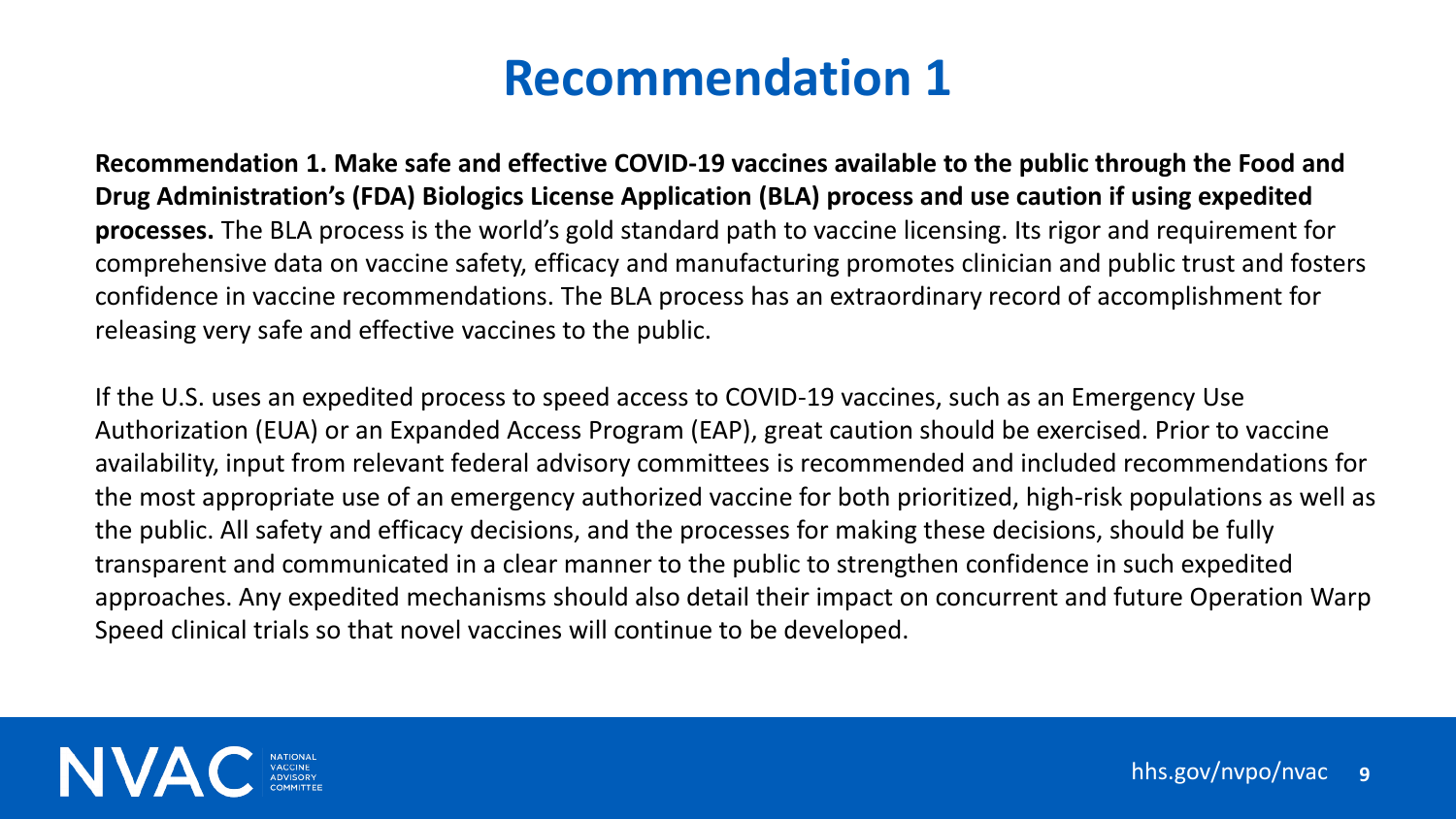# Recommendation 1

**Recommendation 1. Make safe and effective COVID-19 vaccines available to the public through the Food and Drug Administration's (FDA) Biologics License Application (BLA) process and use caution if using expedited processes.** The BLA process is the world's gold standard path to vaccine licensing. Its rigor and requirement for comprehensive data on vaccine safety, efficacy and manufacturing promotes clinician and public trust and fosters confidence in vaccine recommendations. The BLA process has an extraordinary record of accomplishment for releasing very safe and effective vaccines to the public.

If the U.S. uses an expedited process to speed access to COVID-19 vaccines, such as an Emergency Use Authorization (EUA) or an Expanded Access Program (EAP), great caution should be exercised. Prior to vaccine availability, input from relevant federal advisory committees is recommended and included recommendations for the most appropriate use of an emergency authorized vaccine for both prioritized, high-risk populations as well as the public. All safety and efficacy decisions, and the processes for making these decisions, should be fully transparent and communicated in a clear manner to the public to strengthen confidence in such expedited approaches. Any expedited mechanisms should also detail their impact on concurrent and future Operation Warp Speed clinical trials so that novel vaccines will continue to be developed.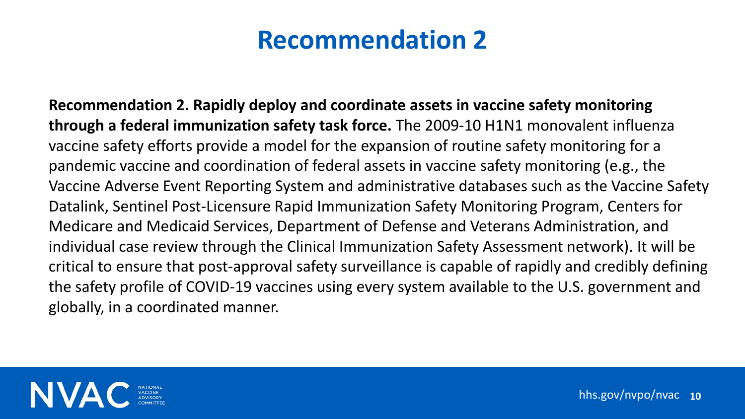# Recommendation 2

**Recommendation 2. Rapidly deploy and coordinate assets in vaccine safety monitoring through a federal immunization safety task force.** The 2009-10 H1N1 monovalent influenza vaccine safety efforts provide a model for the expansion of routine safety monitoring for a pandemic vaccine and coordination of federal assets in vaccine safety monitoring (e.g., the Vaccine Adverse Event Reporting System and administrative databases such as the Vaccine Safety Datalink, Sentinel Post-Licensure Rapid Immunization Safety Monitoring Program, Centers for Medicare and Medicaid Services, Department of Defense and Veterans Administration, and individual case review through the Clinical Immunization Safety Assessment network). It will be critical to ensure that post-approval safety surveillance is capable of rapidly and credibly defining the safety profile of COVID-19 vaccines using every system available to the U.S. government and globally, in a coordinated manner.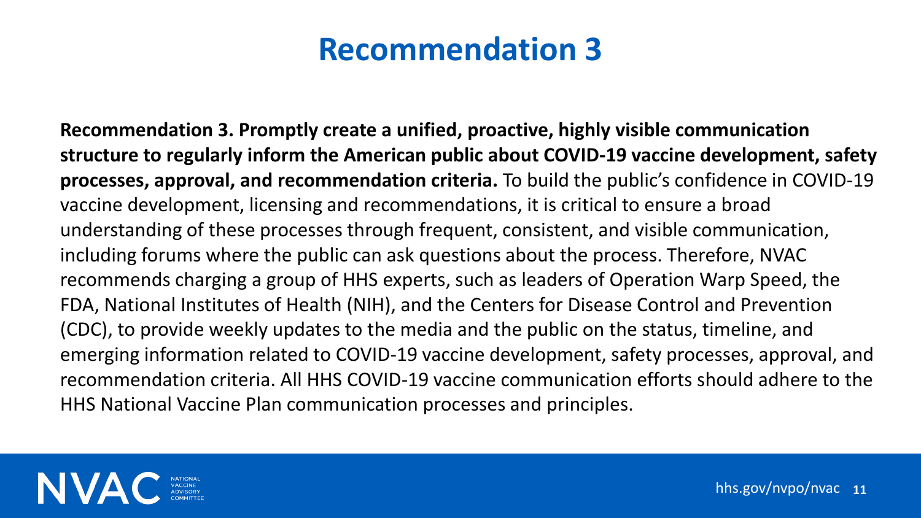# Recommendation 3

**Recommendation 3. Promptly create a unified, proactive, highly visible communication structure to regularly inform the American public about COVID-19 vaccine development, safety processes, approval, and recommendation criteria.** To build the public's confidence in COVID-19 vaccine development, licensing and recommendations, it is critical to ensure a broad understanding of these processes through frequent, consistent, and visible communication, including forums where the public can ask questions about the process. Therefore, NVAC recommends charging a group of HHS experts, such as leaders of Operation Warp Speed, the FDA, National Institutes of Health (NIH), and the Centers for Disease Control and Prevention (CDC), to provide weekly updates to the media and the public on the status, timeline, and emerging information related to COVID-19 vaccine development, safety processes, approval, and recommendation criteria. All HHS COVID-19 vaccine communication efforts should adhere to the HHS National Vaccine Plan communication processes and principles.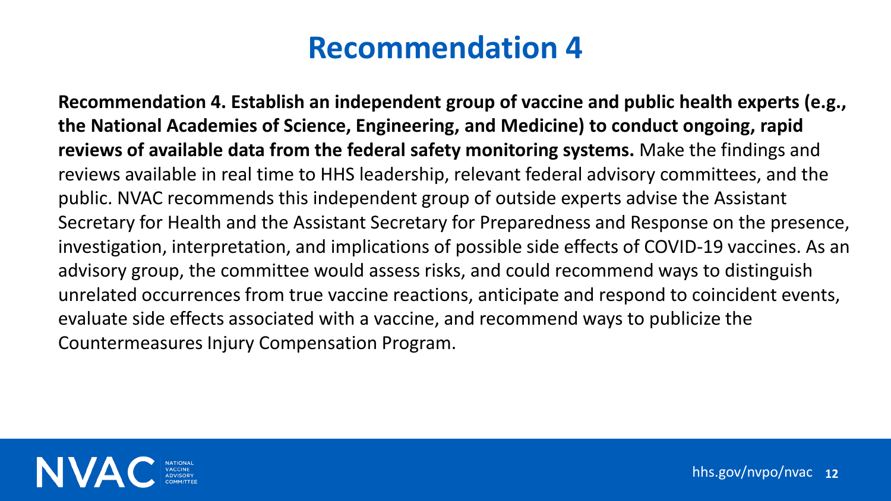# Recommendation 4

**Recommendation 4. Establish an independent group of vaccine and public health experts (e.g., the National Academies of Science, Engineering, and Medicine) to conduct ongoing, rapid reviews of available data from the federal safety monitoring systems.** Make the findings and reviews available in real time to HHS leadership, relevant federal advisory committees, and the public. NVAC recommends this independent group of outside experts advise the Assistant Secretary for Health and the Assistant Secretary for Preparedness and Response on the presence, investigation, interpretation, and implications of possible side effects of COVID-19 vaccines. As an advisory group, the committee would assess risks, and could recommend ways to distinguish unrelated occurrences from true vaccine reactions, anticipate and respond to coincident events, evaluate side effects associated with a vaccine, and recommend ways to publicize the Countermeasures Injury Compensation Program.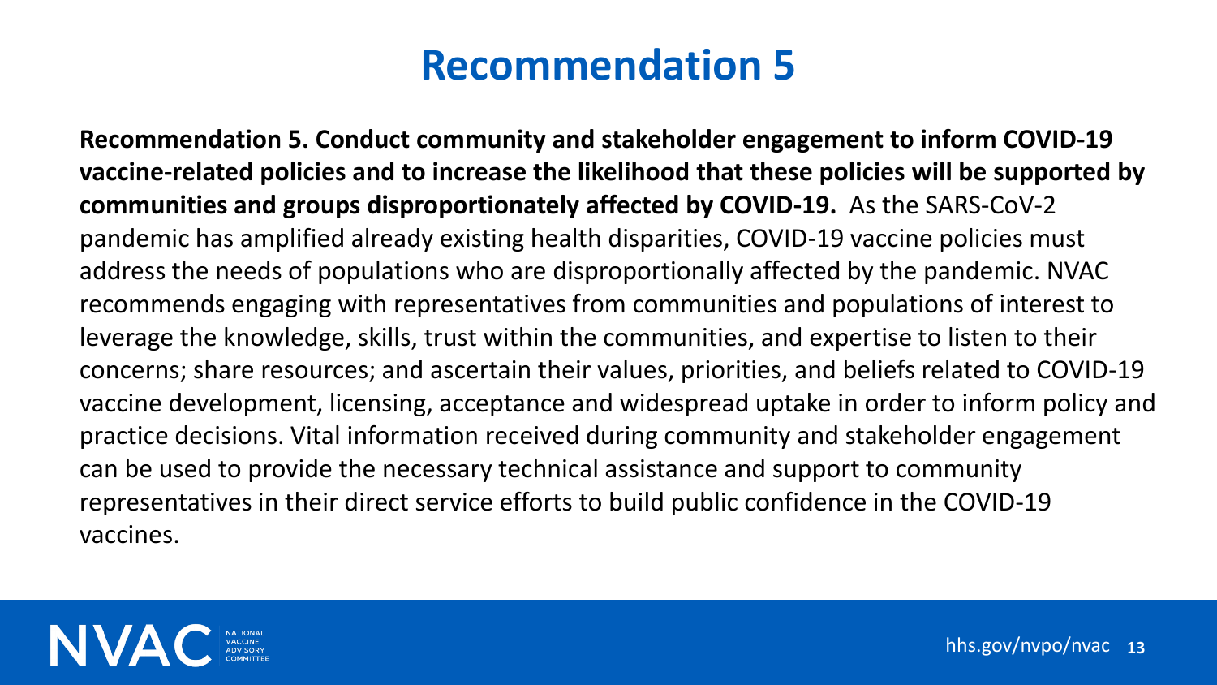# Recommendation 5

**Recommendation 5. Conduct community and stakeholder engagement to inform COVID-19 vaccine-related policies and to increase the likelihood that these policies will be supported by communities and groups disproportionately affected by COVID-19.** As the SARS-CoV-2 pandemic has amplified already existing health disparities, COVID-19 vaccine policies must address the needs of populations who are disproportionally affected by the pandemic. NVAC recommends engaging with representatives from communities and populations of interest to leverage the knowledge, skills, trust within the communities, and expertise to listen to their concerns; share resources; and ascertain their values, priorities, and beliefs related to COVID-19 vaccine development, licensing, acceptance and widespread uptake in order to inform policy and practice decisions. Vital information received during community and stakeholder engagement can be used to provide the necessary technical assistance and support to community representatives in their direct service efforts to build public confidence in the COVID-19 vaccines.